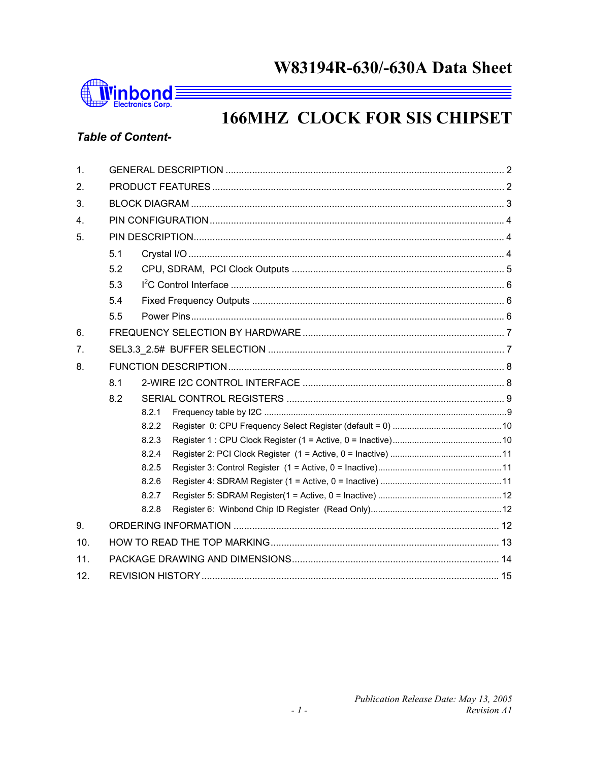# W83194R-630/-630A Data Sheet

# 166MHZ CLOCK FOR SIS CHIPSET

***Table of Content-***

1. GENERAL DESCRIPTION ........................................................ 2
2. PRODUCT FEATURES ........................................................ 2
3. BLOCK DIAGRAM ........................................................ 3
4. PIN CONFIGURATION ........................................................ 4
5. PIN DESCRIPTION ........................................................ 4
   - 5.1 Crystal I/O ........................................................ 4
   - 5.2 CPU, SDRAM, PCI Clock Outputs ........................................................ 5
   - 5.3 I²C Control Interface ........................................................ 6
   - 5.4 Fixed Frequency Outputs ........................................................ 6
   - 5.5 Power Pins ........................................................ 6
6. FREQUENCY SELECTION BY HARDWARE ........................................................ 7
7. SEL3.3_2.5# BUFFER SELECTION ........................................................ 7
8. FUNCTION DESCRIPTION ........................................................ 8
   - 8.1 2-WIRE I2C CONTROL INTERFACE ........................................................ 8
   - 8.2 SERIAL CONTROL REGISTERS ........................................................ 9
     - 8.2.1 Frequency table by I2C ........................................................ 9
     - 8.2.2 Register 0: CPU Frequency Select Register (default = 0) ........................................................ 10
     - 8.2.3 Register 1 : CPU Clock Register (1 = Active, 0 = Inactive) ........................................................ 10
     - 8.2.4 Register 2: PCI Clock Register (1 = Active, 0 = Inactive) ........................................................ 11
     - 8.2.5 Register 3: Control Register (1 = Active, 0 = Inactive) ........................................................ 11
     - 8.2.6 Register 4: SDRAM Register (1 = Active, 0 = Inactive) ........................................................ 11
     - 8.2.7 Register 5: SDRAM Register(1 = Active, 0 = Inactive) ........................................................ 12
     - 8.2.8 Register 6: Winbond Chip ID Register (Read Only) ........................................................ 12
9. ORDERING INFORMATION ........................................................ 12
10. HOW TO READ THE TOP MARKING ........................................................ 13
11. PACKAGE DRAWING AND DIMENSIONS ........................................................ 14
12. REVISION HISTORY ........................................................ 15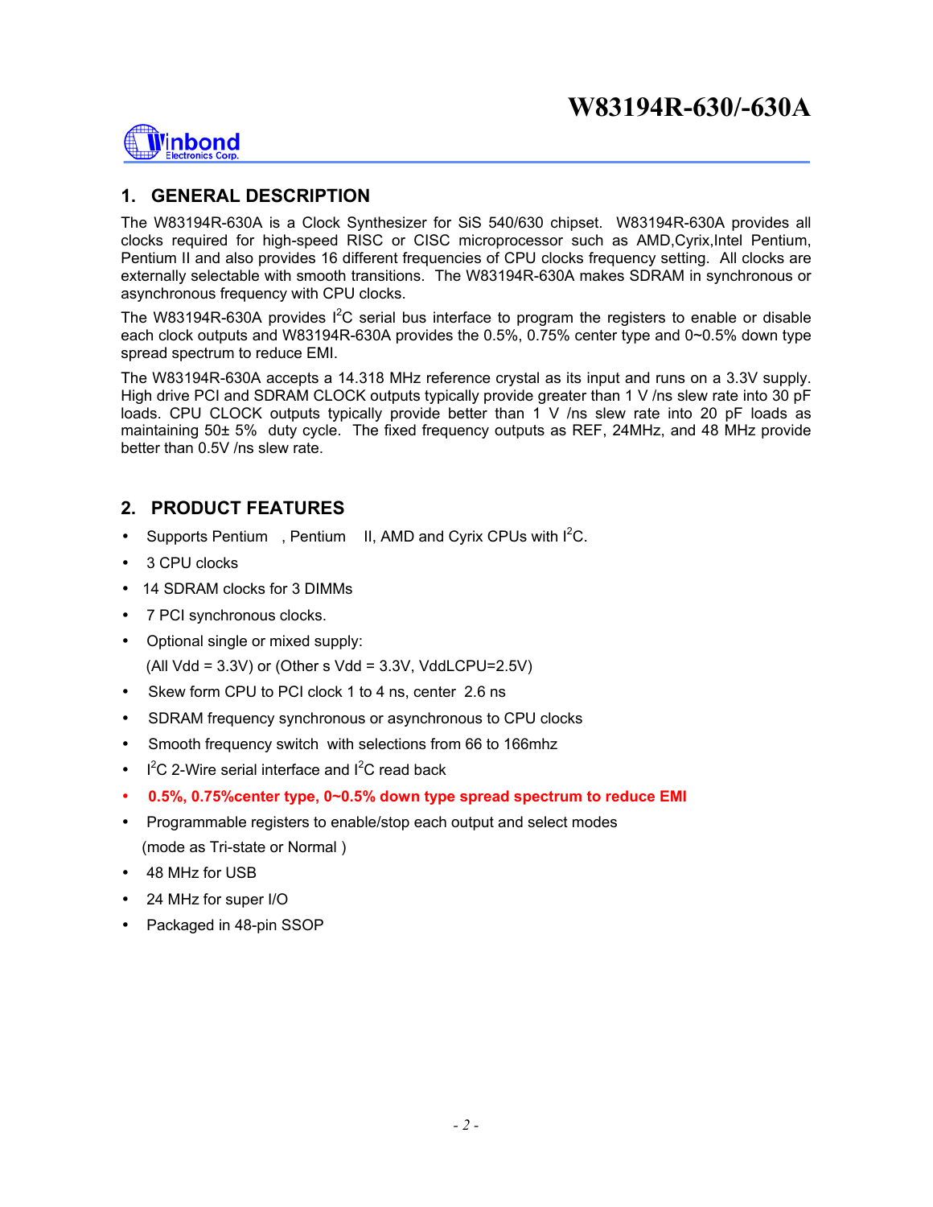## 1. GENERAL DESCRIPTION

The W83194R-630A is a Clock Synthesizer for SiS 540/630 chipset. W83194R-630A provides all clocks required for high-speed RISC or CISC microprocessor such as AMD,Cyrix,Intel Pentium, Pentium II and also provides 16 different frequencies of CPU clocks frequency setting. All clocks are externally selectable with smooth transitions. The W83194R-630A makes SDRAM in synchronous or asynchronous frequency with CPU clocks.

The W83194R-630A provides $I^2C$ serial bus interface to program the registers to enable or disable each clock outputs and W83194R-630A provides the 0.5%, 0.75% center type and 0~0.5% down type spread spectrum to reduce EMI.

The W83194R-630A accepts a 14.318 MHz reference crystal as its input and runs on a 3.3V supply. High drive PCI and SDRAM CLOCK outputs typically provide greater than 1 V /ns slew rate into 30 pF loads. CPU CLOCK outputs typically provide better than 1 V /ns slew rate into 20 pF loads as maintaining 50± 5% duty cycle. The fixed frequency outputs as REF, 24MHz, and 48 MHz provide better than 0.5V /ns slew rate.

## 2. PRODUCT FEATURES

- Supports Pentium , Pentium II, AMD and Cyrix CPUs with $I^2C$.
- 3 CPU clocks
- 14 SDRAM clocks for 3 DIMMs
- 7 PCI synchronous clocks.
- Optional single or mixed supply:
  (All Vdd = 3.3V) or (Other s Vdd = 3.3V, VddLCPU=2.5V)
- Skew form CPU to PCI clock 1 to 4 ns, center 2.6 ns
- SDRAM frequency synchronous or asynchronous to CPU clocks
- Smooth frequency switch with selections from 66 to 166mhz
- $I^2C$ 2-Wire serial interface and $I^2C$ read back
- **0.5%, 0.75%center type, 0~0.5% down type spread spectrum to reduce EMI**
- Programmable registers to enable/stop each output and select modes
  (mode as Tri-state or Normal )
- 48 MHz for USB
- 24 MHz for super I/O
- Packaged in 48-pin SSOP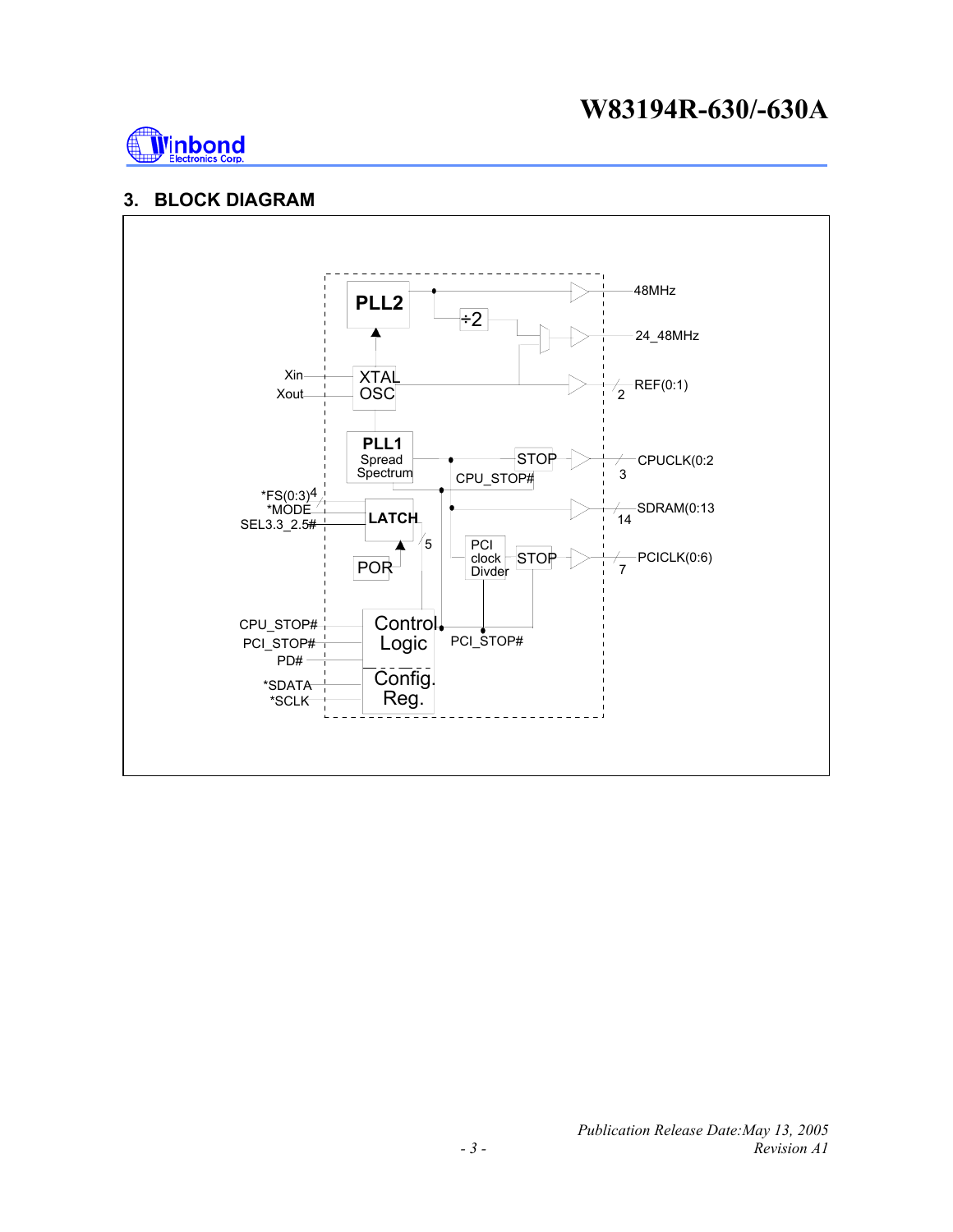## 3. BLOCK DIAGRAM

PLL2

÷2

48MHz

24_48MHz

Xin

Xout

XTAL OSC

REF(0:1)

2

PLL1 Spread Spectrum

STOP

CPU_STOP#

CPUCLK(0:2

3

*FS(0:3)

4

*MODE

SEL3.3_2.5#

LATCH

SDRAM(0:13

14

5

POR

PCI clock Divder

STOP

PCICLK(0:6)

7

CPU_STOP#

PCI_STOP#

PD#

Control Logic

PCI_STOP#

*SDATA

*SCLK

Config. Reg.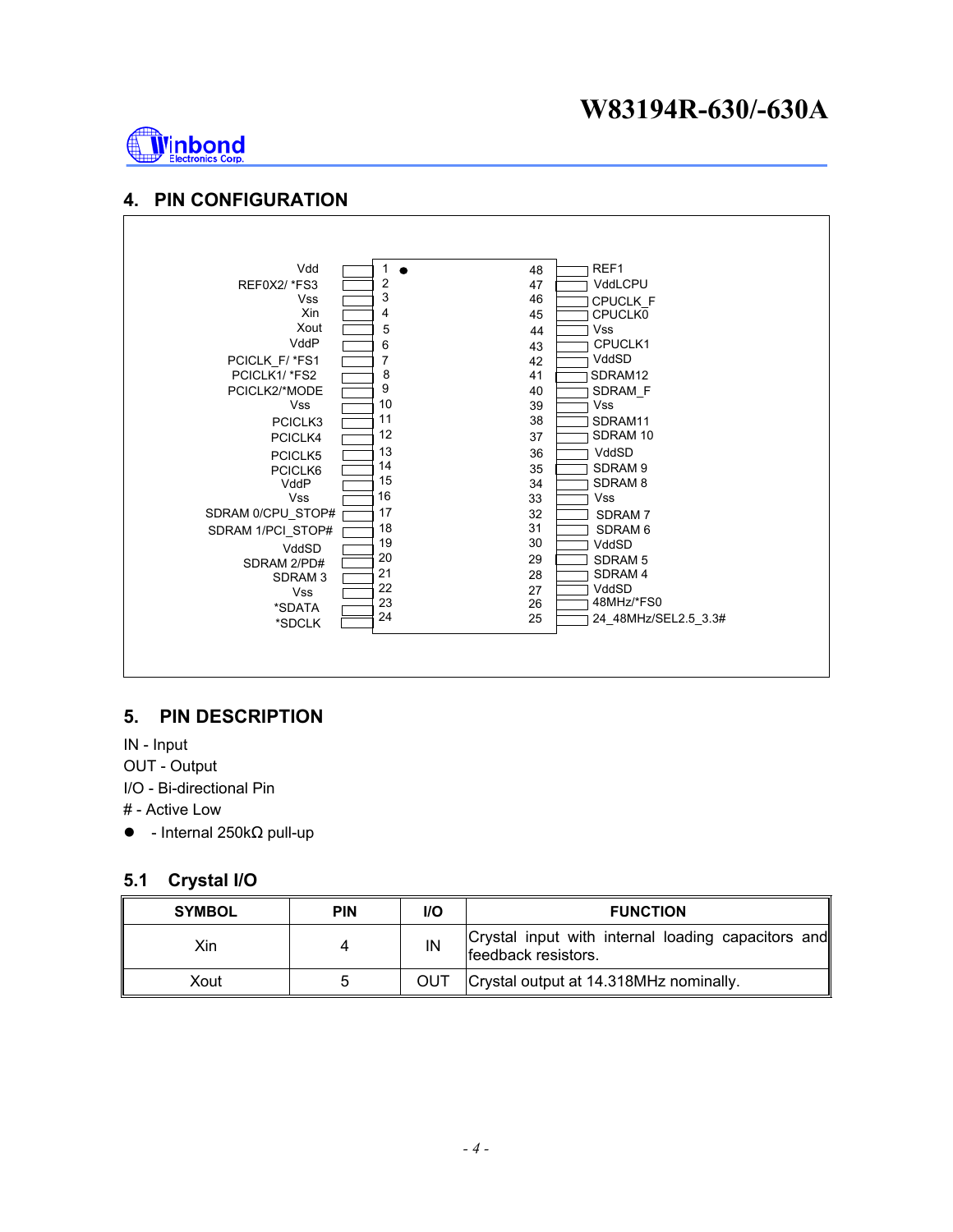## 4. PIN CONFIGURATION

| Left Pin Name | Pin | Pin | Right Pin Name |
|---|---|---|---|
| Vdd | 1 | 48 | REF1 |
| REF0X2/ *FS3 | 2 | 47 | VddLCPU |
| Vss | 3 | 46 | CPUCLK_F |
| Xin | 4 | 45 | CPUCLK0 |
| Xout | 5 | 44 | Vss |
| VddP | 6 | 43 | CPUCLK1 |
| PCICLK_F/ *FS1 | 7 | 42 | VddSD |
| PCICLK1/ *FS2 | 8 | 41 | SDRAM12 |
| PCICLK2/*MODE | 9 | 40 | SDRAM_F |
| Vss | 10 | 39 | Vss |
| PCICLK3 | 11 | 38 | SDRAM11 |
| PCICLK4 | 12 | 37 | SDRAM 10 |
| PCICLK5 | 13 | 36 | VddSD |
| PCICLK6 | 14 | 35 | SDRAM 9 |
| VddP | 15 | 34 | SDRAM 8 |
| Vss | 16 | 33 | Vss |
| SDRAM 0/CPU_STOP# | 17 | 32 | SDRAM 7 |
| SDRAM 1/PCI_STOP# | 18 | 31 | SDRAM 6 |
| VddSD | 19 | 30 | VddSD |
| SDRAM 2/PD# | 20 | 29 | SDRAM 5 |
| SDRAM 3 | 21 | 28 | SDRAM 4 |
| Vss | 22 | 27 | VddSD |
| *SDATA | 23 | 26 | 48MHz/*FS0 |
| *SDCLK | 24 | 25 | 24_48MHz/SEL2.5_3.3# |

## 5. PIN DESCRIPTION

IN - Input

OUT - Output

I/O - Bi-directional Pin

# - Active Low

● - Internal 250kΩ pull-up

### 5.1 Crystal I/O

| SYMBOL | PIN | I/O | FUNCTION |
|---|---|---|---|
| Xin | 4 | IN | Crystal input with internal loading capacitors and feedback resistors. |
| Xout | 5 | OUT | Crystal output at 14.318MHz nominally. |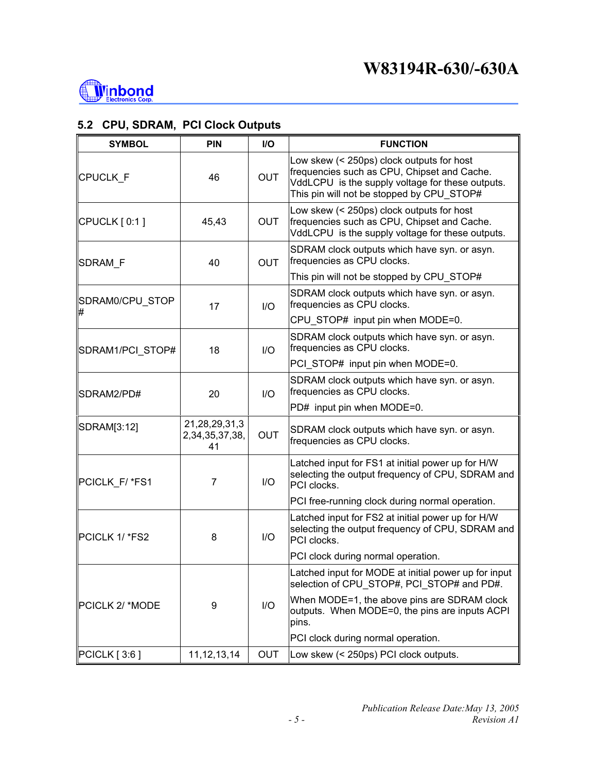## 5.2 CPU, SDRAM, PCI Clock Outputs

| SYMBOL | PIN | I/O | FUNCTION |
|---|---|---|---|
| CPUCLK_F | 46 | OUT | Low skew (< 250ps) clock outputs for host frequencies such as CPU, Chipset and Cache. VddLCPU is the supply voltage for these outputs. This pin will not be stopped by CPU_STOP# |
| CPUCLK [ 0:1 ] | 45,43 | OUT | Low skew (< 250ps) clock outputs for host frequencies such as CPU, Chipset and Cache. VddLCPU is the supply voltage for these outputs. |
| SDRAM_F | 40 | OUT | SDRAM clock outputs which have syn. or asyn. frequencies as CPU clocks.<br>This pin will not be stopped by CPU_STOP# |
| SDRAM0/CPU_STOP# | 17 | I/O | SDRAM clock outputs which have syn. or asyn. frequencies as CPU clocks.<br>CPU_STOP# input pin when MODE=0. |
| SDRAM1/PCI_STOP# | 18 | I/O | SDRAM clock outputs which have syn. or asyn. frequencies as CPU clocks.<br>PCI_STOP# input pin when MODE=0. |
| SDRAM2/PD# | 20 | I/O | SDRAM clock outputs which have syn. or asyn. frequencies as CPU clocks.<br>PD# input pin when MODE=0. |
| SDRAM[3:12] | 21,28,29,31,32,34,35,37,38,41 | OUT | SDRAM clock outputs which have syn. or asyn. frequencies as CPU clocks. |
| PCICLK_F/ *FS1 | 7 | I/O | Latched input for FS1 at initial power up for H/W selecting the output frequency of CPU, SDRAM and PCI clocks.<br>PCI free-running clock during normal operation. |
| PCICLK 1/ *FS2 | 8 | I/O | Latched input for FS2 at initial power up for H/W selecting the output frequency of CPU, SDRAM and PCI clocks.<br>PCI clock during normal operation. |
| PCICLK 2/ *MODE | 9 | I/O | Latched input for MODE at initial power up for input selection of CPU_STOP#, PCI_STOP# and PD#.<br>When MODE=1, the above pins are SDRAM clock outputs. When MODE=0, the pins are inputs ACPI pins.<br>PCI clock during normal operation. |
| PCICLK [ 3:6 ] | 11,12,13,14 | OUT | Low skew (< 250ps) PCI clock outputs. |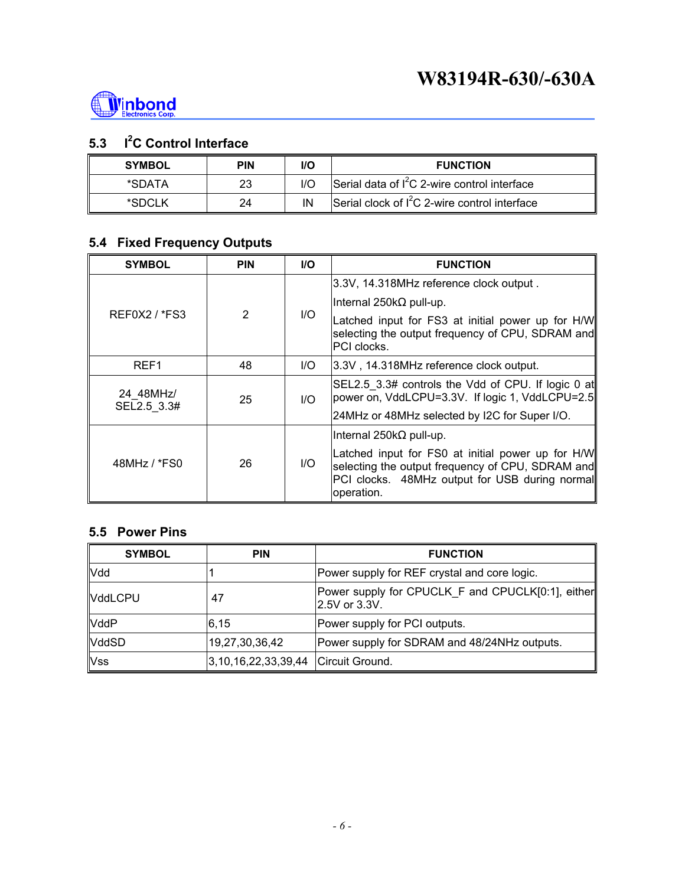### 5.3 I²C Control Interface

| SYMBOL | PIN | I/O | FUNCTION |
| --- | --- | --- | --- |
| *SDATA | 23 | I/O | Serial data of I²C 2-wire control interface |
| *SDCLK | 24 | IN | Serial clock of I²C 2-wire control interface |

### 5.4 Fixed Frequency Outputs

| SYMBOL | PIN | I/O | FUNCTION |
| --- | --- | --- | --- |
| REF0X2 / *FS3 | 2 | I/O | 3.3V, 14.318MHz reference clock output . Internal 250kΩ pull-up. Latched input for FS3 at initial power up for H/W selecting the output frequency of CPU, SDRAM and PCI clocks. |
| REF1 | 48 | I/O | 3.3V , 14.318MHz reference clock output. |
| 24_48MHz/ SEL2.5_3.3# | 25 | I/O | SEL2.5_3.3# controls the Vdd of CPU. If logic 0 at power on, VddLCPU=3.3V. If logic 1, VddLCPU=2.5 24MHz or 48MHz selected by I2C for Super I/O. |
| 48MHz / *FS0 | 26 | I/O | Internal 250kΩ pull-up. Latched input for FS0 at initial power up for H/W selecting the output frequency of CPU, SDRAM and PCI clocks. 48MHz output for USB during normal operation. |

### 5.5 Power Pins

| SYMBOL | PIN | FUNCTION |
| --- | --- | --- |
| Vdd | 1 | Power supply for REF crystal and core logic. |
| VddLCPU | 47 | Power supply for CPUCLK_F and CPUCLK[0:1], either 2.5V or 3.3V. |
| VddP | 6,15 | Power supply for PCI outputs. |
| VddSD | 19,27,30,36,42 | Power supply for SDRAM and 48/24NHz outputs. |
| Vss | 3,10,16,22,33,39,44 | Circuit Ground. |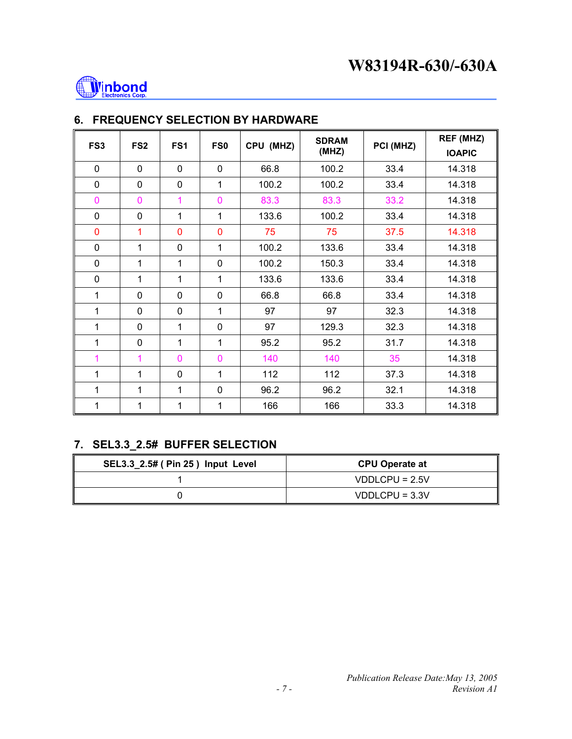## 6. FREQUENCY SELECTION BY HARDWARE

| FS3 | FS2 | FS1 | FS0 | CPU (MHZ) | SDRAM (MHZ) | PCI (MHZ) | REF (MHZ) IOAPIC |
|---|---|---|---|---|---|---|---|
| 0 | 0 | 0 | 0 | 66.8 | 100.2 | 33.4 | 14.318 |
| 0 | 0 | 0 | 1 | 100.2 | 100.2 | 33.4 | 14.318 |
| 0 | 0 | 1 | 0 | 83.3 | 83.3 | 33.2 | 14.318 |
| 0 | 0 | 1 | 1 | 133.6 | 100.2 | 33.4 | 14.318 |
| 0 | 1 | 0 | 0 | 75 | 75 | 37.5 | 14.318 |
| 0 | 1 | 0 | 1 | 100.2 | 133.6 | 33.4 | 14.318 |
| 0 | 1 | 1 | 0 | 100.2 | 150.3 | 33.4 | 14.318 |
| 0 | 1 | 1 | 1 | 133.6 | 133.6 | 33.4 | 14.318 |
| 1 | 0 | 0 | 0 | 66.8 | 66.8 | 33.4 | 14.318 |
| 1 | 0 | 0 | 1 | 97 | 97 | 32.3 | 14.318 |
| 1 | 0 | 1 | 0 | 97 | 129.3 | 32.3 | 14.318 |
| 1 | 0 | 1 | 1 | 95.2 | 95.2 | 31.7 | 14.318 |
| 1 | 1 | 0 | 0 | 140 | 140 | 35 | 14.318 |
| 1 | 1 | 0 | 1 | 112 | 112 | 37.3 | 14.318 |
| 1 | 1 | 1 | 0 | 96.2 | 96.2 | 32.1 | 14.318 |
| 1 | 1 | 1 | 1 | 166 | 166 | 33.3 | 14.318 |

## 7. SEL3.3_2.5# BUFFER SELECTION

| SEL3.3_2.5# ( Pin 25 ) Input Level | CPU Operate at |
|---|---|
| 1 | VDDLCPU = 2.5V |
| 0 | VDDLCPU = 3.3V |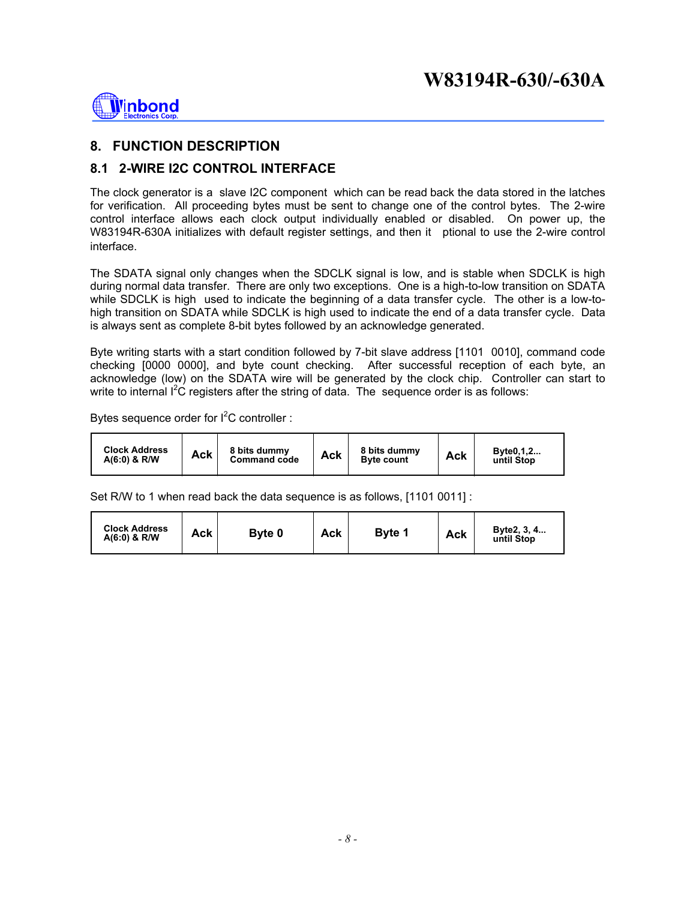# 8. FUNCTION DESCRIPTION

## 8.1 2-WIRE I2C CONTROL INTERFACE

The clock generator is a slave I2C component which can be read back the data stored in the latches for verification. All proceeding bytes must be sent to change one of the control bytes. The 2-wire control interface allows each clock output individually enabled or disabled. On power up, the W83194R-630A initializes with default register settings, and then it ptional to use the 2-wire control interface.

The SDATA signal only changes when the SDCLK signal is low, and is stable when SDCLK is high during normal data transfer. There are only two exceptions. One is a high-to-low transition on SDATA while SDCLK is high used to indicate the beginning of a data transfer cycle. The other is a low-to-high transition on SDATA while SDCLK is high used to indicate the end of a data transfer cycle. Data is always sent as complete 8-bit bytes followed by an acknowledge generated.

Byte writing starts with a start condition followed by 7-bit slave address [1101 0010], command code checking [0000 0000], and byte count checking. After successful reception of each byte, an acknowledge (low) on the SDATA wire will be generated by the clock chip. Controller can start to write to internal I$^2$C registers after the string of data. The sequence order is as follows:

Bytes sequence order for I$^2$C controller :

| Clock Address A(6:0) & R/W | Ack | 8 bits dummy Command code | Ack | 8 bits dummy Byte count | Ack | Byte0,1,2... until Stop |
|---|---|---|---|---|---|---|

Set R/W to 1 when read back the data sequence is as follows, [1101 0011] :

| Clock Address A(6:0) & R/W | Ack | Byte 0 | Ack | Byte 1 | Ack | Byte2, 3, 4... until Stop |
|---|---|---|---|---|---|---|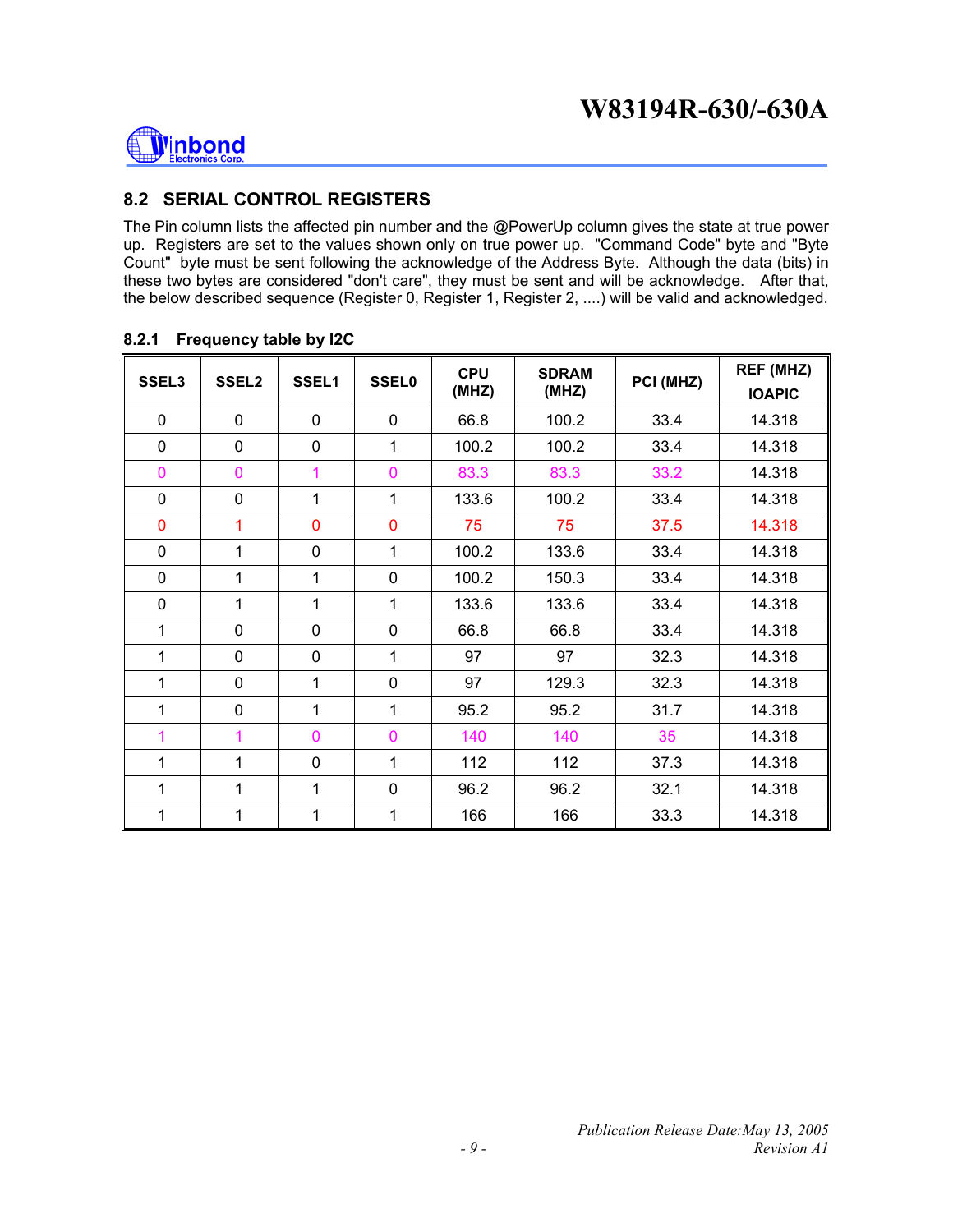## 8.2 SERIAL CONTROL REGISTERS

The Pin column lists the affected pin number and the @PowerUp column gives the state at true power up. Registers are set to the values shown only on true power up. "Command Code" byte and "Byte Count" byte must be sent following the acknowledge of the Address Byte. Although the data (bits) in these two bytes are considered "don't care", they must be sent and will be acknowledge. After that, the below described sequence (Register 0, Register 1, Register 2, ....) will be valid and acknowledged.

### 8.2.1 Frequency table by I2C

| SSEL3 | SSEL2 | SSEL1 | SSEL0 | CPU (MHZ) | SDRAM (MHZ) | PCI (MHZ) | REF (MHZ) IOAPIC |
|---|---|---|---|---|---|---|---|
| 0 | 0 | 0 | 0 | 66.8 | 100.2 | 33.4 | 14.318 |
| 0 | 0 | 0 | 1 | 100.2 | 100.2 | 33.4 | 14.318 |
| 0 | 0 | 1 | 0 | 83.3 | 83.3 | 33.2 | 14.318 |
| 0 | 0 | 1 | 1 | 133.6 | 100.2 | 33.4 | 14.318 |
| 0 | 1 | 0 | 0 | 75 | 75 | 37.5 | 14.318 |
| 0 | 1 | 0 | 1 | 100.2 | 133.6 | 33.4 | 14.318 |
| 0 | 1 | 1 | 0 | 100.2 | 150.3 | 33.4 | 14.318 |
| 0 | 1 | 1 | 1 | 133.6 | 133.6 | 33.4 | 14.318 |
| 1 | 0 | 0 | 0 | 66.8 | 66.8 | 33.4 | 14.318 |
| 1 | 0 | 0 | 1 | 97 | 97 | 32.3 | 14.318 |
| 1 | 0 | 1 | 0 | 97 | 129.3 | 32.3 | 14.318 |
| 1 | 0 | 1 | 1 | 95.2 | 95.2 | 31.7 | 14.318 |
| 1 | 1 | 0 | 0 | 140 | 140 | 35 | 14.318 |
| 1 | 1 | 0 | 1 | 112 | 112 | 37.3 | 14.318 |
| 1 | 1 | 1 | 0 | 96.2 | 96.2 | 32.1 | 14.318 |
| 1 | 1 | 1 | 1 | 166 | 166 | 33.3 | 14.318 |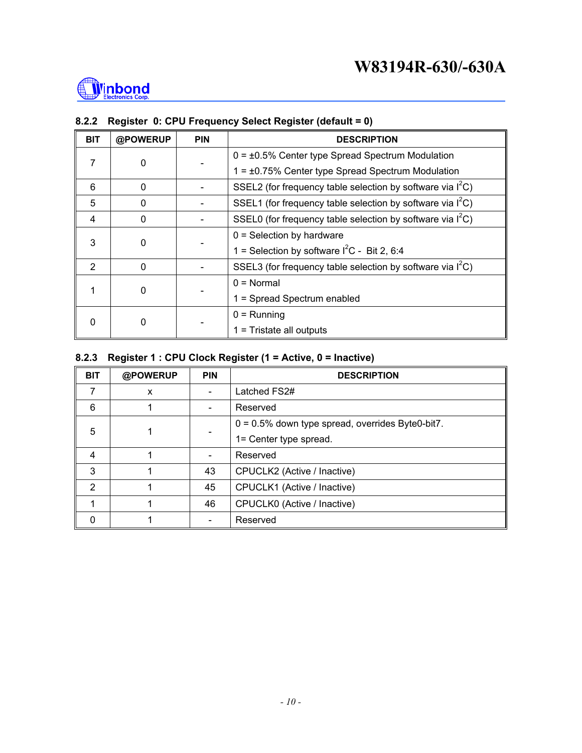### 8.2.2 Register 0: CPU Frequency Select Register (default = 0)

| BIT | @POWERUP | PIN | DESCRIPTION |
|---|---|---|---|
| 7 | 0 | - | 0 = ±0.5% Center type Spread Spectrum Modulation<br>1 = ±0.75% Center type Spread Spectrum Modulation |
| 6 | 0 | - | SSEL2 (for frequency table selection by software via $I^2C$) |
| 5 | 0 | - | SSEL1 (for frequency table selection by software via $I^2C$) |
| 4 | 0 | - | SSEL0 (for frequency table selection by software via $I^2C$) |
| 3 | 0 | - | 0 = Selection by hardware<br>1 = Selection by software $I^2C$ - Bit 2, 6:4 |
| 2 | 0 | - | SSEL3 (for frequency table selection by software via $I^2C$) |
| 1 | 0 | - | 0 = Normal<br>1 = Spread Spectrum enabled |
| 0 | 0 | - | 0 = Running<br>1 = Tristate all outputs |

### 8.2.3 Register 1 : CPU Clock Register (1 = Active, 0 = Inactive)

| BIT | @POWERUP | PIN | DESCRIPTION |
|---|---|---|---|
| 7 | x | - | Latched FS2# |
| 6 | 1 | - | Reserved |
| 5 | 1 | - | 0 = 0.5% down type spread, overrides Byte0-bit7.<br>1= Center type spread. |
| 4 | 1 | - | Reserved |
| 3 | 1 | 43 | CPUCLK2 (Active / Inactive) |
| 2 | 1 | 45 | CPUCLK1 (Active / Inactive) |
| 1 | 1 | 46 | CPUCLK0 (Active / Inactive) |
| 0 | 1 | - | Reserved |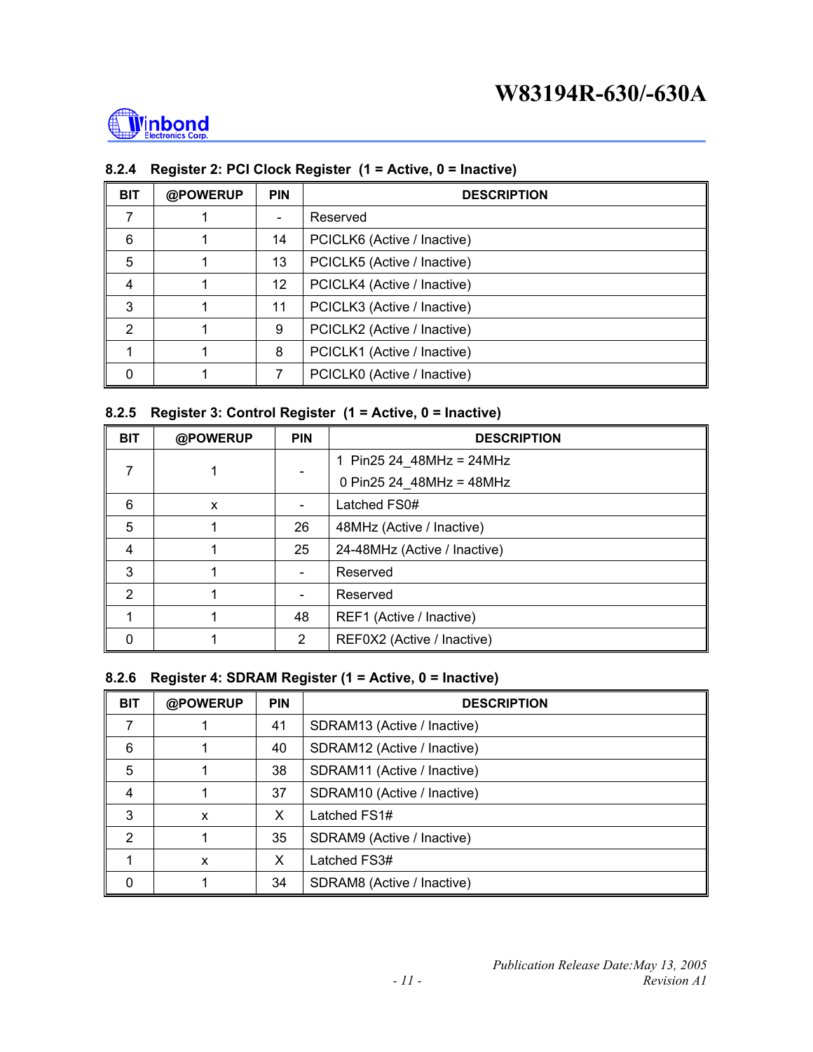### 8.2.4 Register 2: PCI Clock Register (1 = Active, 0 = Inactive)

| BIT | @POWERUP | PIN | DESCRIPTION |
|---|---|---|---|
| 7 | 1 | - | Reserved |
| 6 | 1 | 14 | PCICLK6 (Active / Inactive) |
| 5 | 1 | 13 | PCICLK5 (Active / Inactive) |
| 4 | 1 | 12 | PCICLK4 (Active / Inactive) |
| 3 | 1 | 11 | PCICLK3 (Active / Inactive) |
| 2 | 1 | 9 | PCICLK2 (Active / Inactive) |
| 1 | 1 | 8 | PCICLK1 (Active / Inactive) |
| 0 | 1 | 7 | PCICLK0 (Active / Inactive) |

### 8.2.5 Register 3: Control Register (1 = Active, 0 = Inactive)

| BIT | @POWERUP | PIN | DESCRIPTION |
|---|---|---|---|
| 7 | 1 | - | 1 Pin25 24_48MHz = 24MHz<br>0 Pin25 24_48MHz = 48MHz |
| 6 | x | - | Latched FS0# |
| 5 | 1 | 26 | 48MHz (Active / Inactive) |
| 4 | 1 | 25 | 24-48MHz (Active / Inactive) |
| 3 | 1 | - | Reserved |
| 2 | 1 | - | Reserved |
| 1 | 1 | 48 | REF1 (Active / Inactive) |
| 0 | 1 | 2 | REF0X2 (Active / Inactive) |

### 8.2.6 Register 4: SDRAM Register (1 = Active, 0 = Inactive)

| BIT | @POWERUP | PIN | DESCRIPTION |
|---|---|---|---|
| 7 | 1 | 41 | SDRAM13 (Active / Inactive) |
| 6 | 1 | 40 | SDRAM12 (Active / Inactive) |
| 5 | 1 | 38 | SDRAM11 (Active / Inactive) |
| 4 | 1 | 37 | SDRAM10 (Active / Inactive) |
| 3 | x | X | Latched FS1# |
| 2 | 1 | 35 | SDRAM9 (Active / Inactive) |
| 1 | x | X | Latched FS3# |
| 0 | 1 | 34 | SDRAM8 (Active / Inactive) |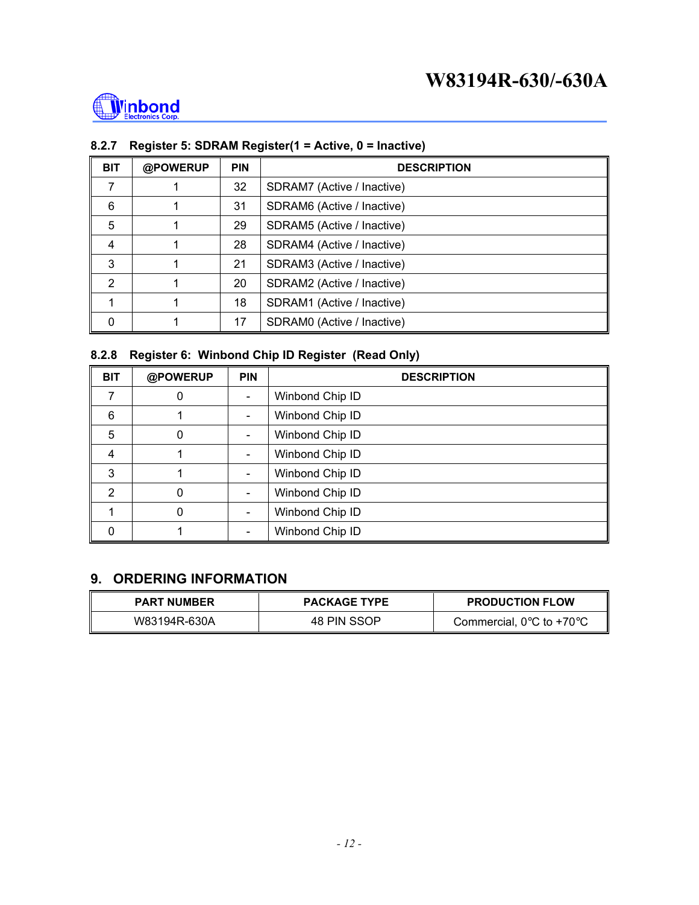### 8.2.7 Register 5: SDRAM Register(1 = Active, 0 = Inactive)

| BIT | @POWERUP | PIN | DESCRIPTION |
|---|---|---|---|
| 7 | 1 | 32 | SDRAM7 (Active / Inactive) |
| 6 | 1 | 31 | SDRAM6 (Active / Inactive) |
| 5 | 1 | 29 | SDRAM5 (Active / Inactive) |
| 4 | 1 | 28 | SDRAM4 (Active / Inactive) |
| 3 | 1 | 21 | SDRAM3 (Active / Inactive) |
| 2 | 1 | 20 | SDRAM2 (Active / Inactive) |
| 1 | 1 | 18 | SDRAM1 (Active / Inactive) |
| 0 | 1 | 17 | SDRAM0 (Active / Inactive) |

### 8.2.8 Register 6: Winbond Chip ID Register (Read Only)

| BIT | @POWERUP | PIN | DESCRIPTION |
|---|---|---|---|
| 7 | 0 | - | Winbond Chip ID |
| 6 | 1 | - | Winbond Chip ID |
| 5 | 0 | - | Winbond Chip ID |
| 4 | 1 | - | Winbond Chip ID |
| 3 | 1 | - | Winbond Chip ID |
| 2 | 0 | - | Winbond Chip ID |
| 1 | 0 | - | Winbond Chip ID |
| 0 | 1 | - | Winbond Chip ID |

## 9. ORDERING INFORMATION

| PART NUMBER | PACKAGE TYPE | PRODUCTION FLOW |
|---|---|---|
| W83194R-630A | 48 PIN SSOP | Commercial, 0°C to +70°C |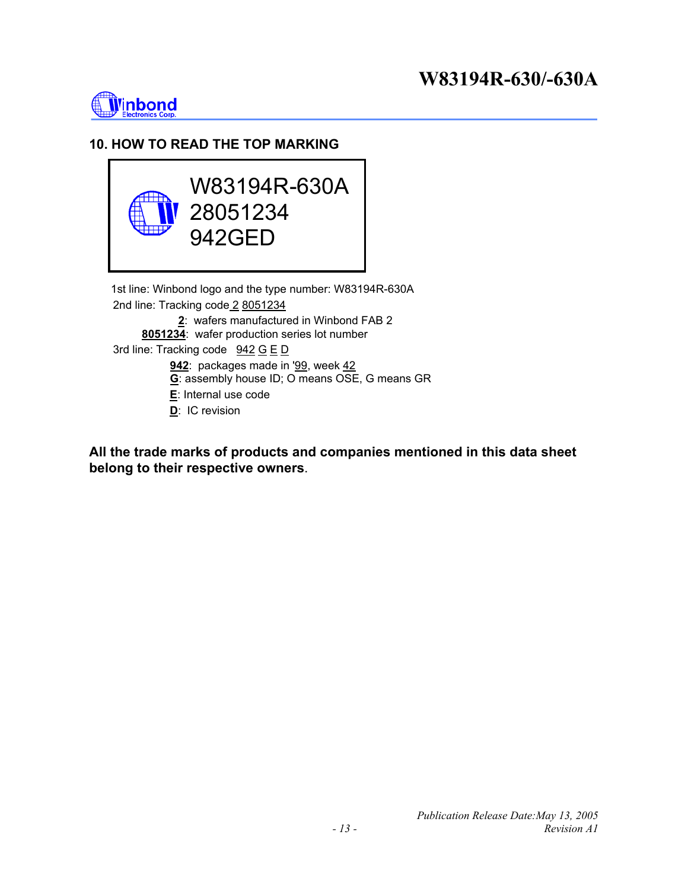## 10. HOW TO READ THE TOP MARKING

```
W83194R-630A
28051234
942GED
```

1st line: Winbond logo and the type number: W83194R-630A

2nd line: Tracking code 2 8051234

- **2**: wafers manufactured in Winbond FAB 2
- **8051234**: wafer production series lot number

3rd line: Tracking code 942 G E D

- **942**: packages made in '99, week 42
- **G**: assembly house ID; O means OSE, G means GR
- **E**: Internal use code
- **D**: IC revision

**All the trade marks of products and companies mentioned in this data sheet belong to their respective owners**.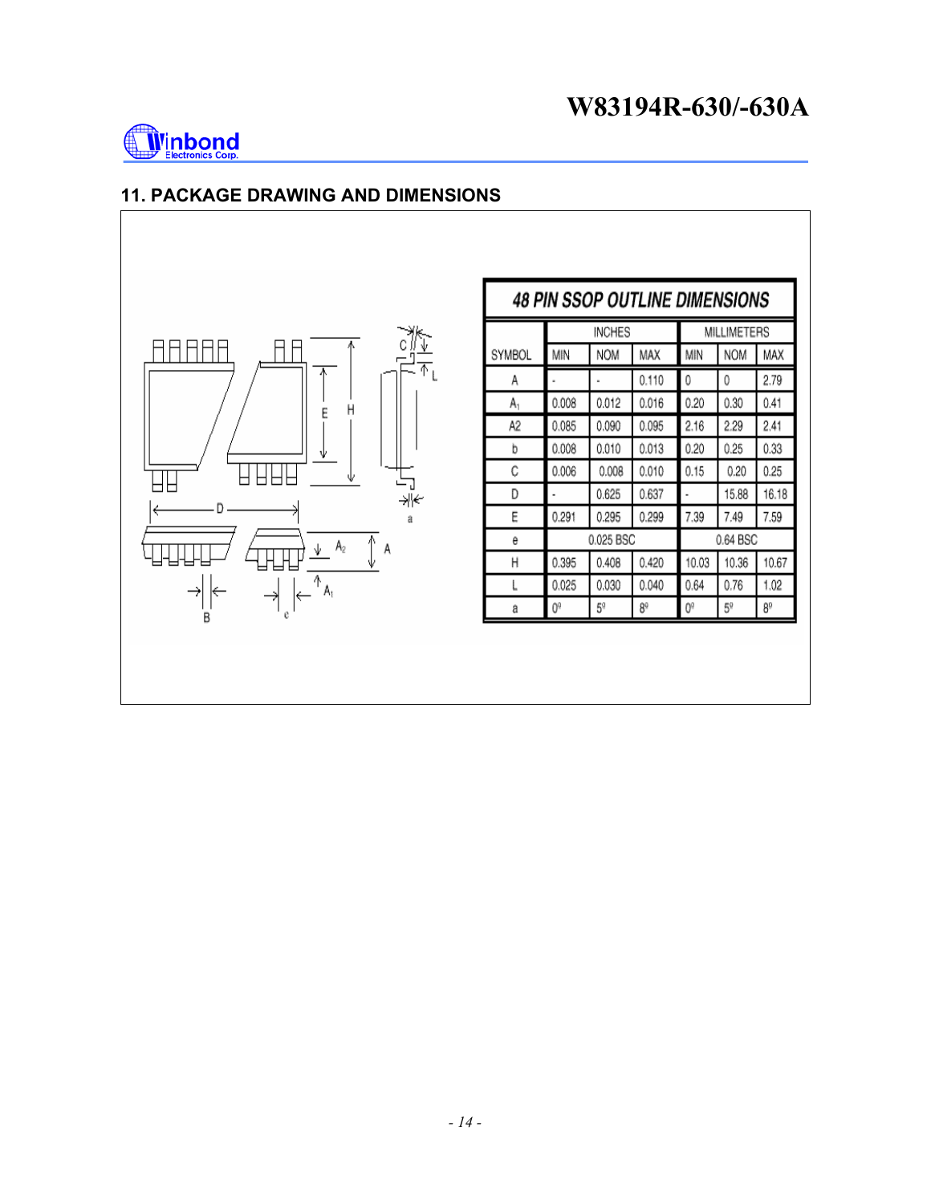## 11. PACKAGE DRAWING AND DIMENSIONS

**48 PIN SSOP OUTLINE DIMENSIONS**

| SYMBOL | INCHES | | | MILLIMETERS | | |
|---|---|---|---|---|---|---|
| | MIN | NOM | MAX | MIN | NOM | MAX |
| A | - | - | 0.110 | 0 | 0 | 2.79 |
| $A_1$ | 0.008 | 0.012 | 0.016 | 0.20 | 0.30 | 0.41 |
| A2 | 0.085 | 0.090 | 0.095 | 2.16 | 2.29 | 2.41 |
| b | 0.008 | 0.010 | 0.013 | 0.20 | 0.25 | 0.33 |
| C | 0.006 | 0.008 | 0.010 | 0.15 | 0.20 | 0.25 |
| D | - | 0.625 | 0.637 | - | 15.88 | 16.18 |
| E | 0.291 | 0.295 | 0.299 | 7.39 | 7.49 | 7.59 |
| e | 0.025 BSC | | | 0.64 BSC | | |
| H | 0.395 | 0.408 | 0.420 | 10.03 | 10.36 | 10.67 |
| L | 0.025 | 0.030 | 0.040 | 0.64 | 0.76 | 1.02 |
| a | 0° | 5° | 8° | 0° | 5° | 8° |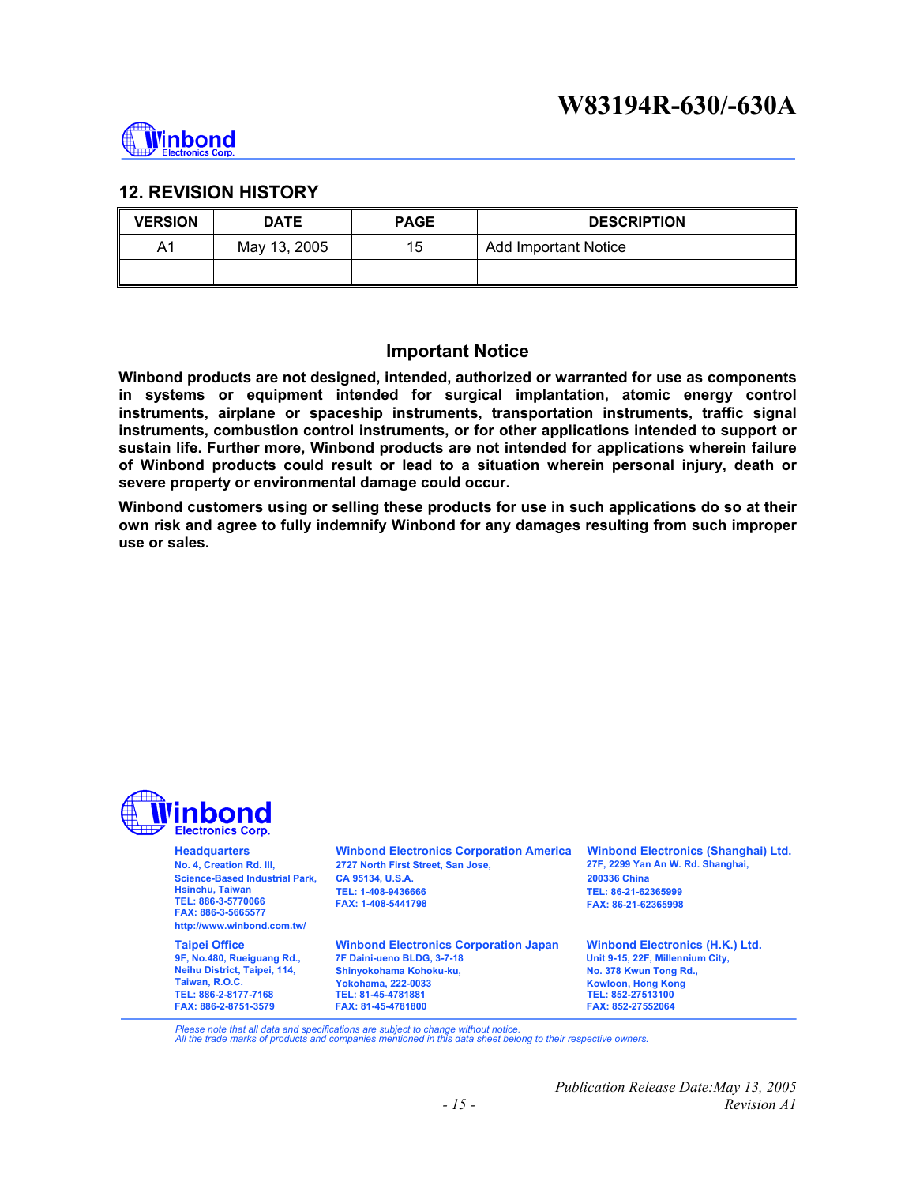## 12. REVISION HISTORY

| VERSION | DATE | PAGE | DESCRIPTION |
|---|---|---|---|
| A1 | May 13, 2005 | 15 | Add Important Notice |
| | | | |

### Important Notice

**Winbond products are not designed, intended, authorized or warranted for use as components in systems or equipment intended for surgical implantation, atomic energy control instruments, airplane or spaceship instruments, transportation instruments, traffic signal instruments, combustion control instruments, or for other applications intended to support or sustain life. Further more, Winbond products are not intended for applications wherein failure of Winbond products could result or lead to a situation wherein personal injury, death or severe property or environmental damage could occur.**

**Winbond customers using or selling these products for use in such applications do so at their own risk and agree to fully indemnify Winbond for any damages resulting from such improper use or sales.**

**Winbond Electronics Corp.**

**Headquarters**
No. 4, Creation Rd. III,
Science-Based Industrial Park,
Hsinchu, Taiwan
TEL: 886-3-5770066
FAX: 886-3-5665577
http://www.winbond.com.tw/

**Taipei Office**
9F, No.480, Rueiguang Rd.,
Neihu District, Taipei, 114,
Taiwan, R.O.C.
TEL: 886-2-8177-7168
FAX: 886-2-8751-3579

**Winbond Electronics Corporation America**
2727 North First Street, San Jose,
CA 95134, U.S.A.
TEL: 1-408-9436666
FAX: 1-408-5441798

**Winbond Electronics Corporation Japan**
7F Daini-ueno BLDG, 3-7-18
Shinyokohama Kohoku-ku,
Yokohama, 222-0033
TEL: 81-45-4781881
FAX: 81-45-4781800

**Winbond Electronics (Shanghai) Ltd.**
27F, 2299 Yan An W. Rd. Shanghai,
200336 China
TEL: 86-21-62365999
FAX: 86-21-62365998

**Winbond Electronics (H.K.) Ltd.**
Unit 9-15, 22F, Millennium City,
No. 378 Kwun Tong Rd.,
Kowloon, Hong Kong
TEL: 852-27513100
FAX: 852-27552064

*Please note that all data and specifications are subject to change without notice.*
*All the trade marks of products and companies mentioned in this data sheet belong to their respective owners.*